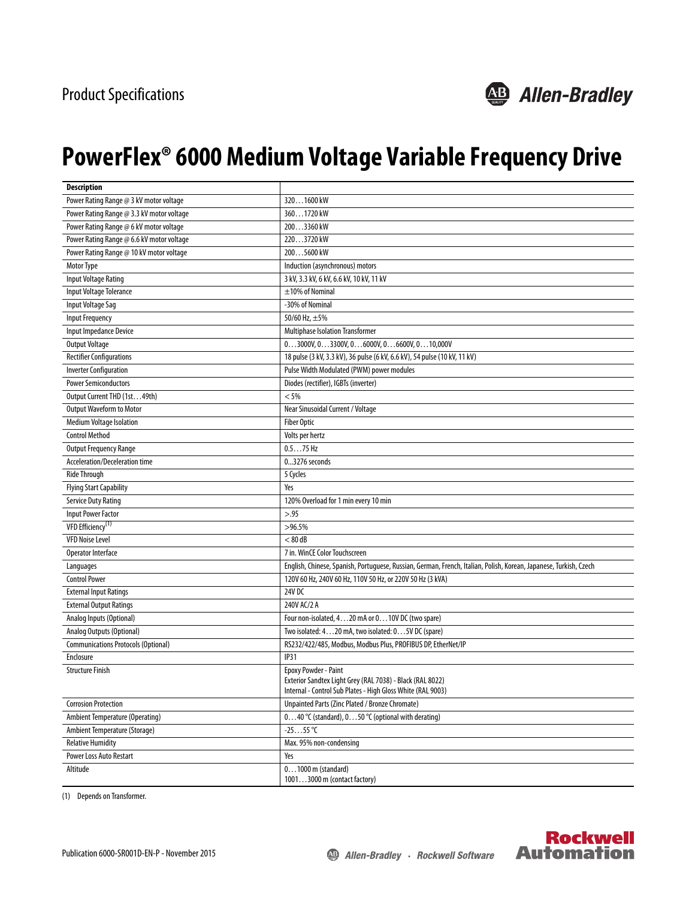Product Specifications

# PowerFlex® 6000 Medium Voltage Variable Frequency Drive

| Description | |
|---|---|
| Power Rating Range @ 3 kV motor voltage | 320…1600 kW |
| Power Rating Range @ 3.3 kV motor voltage | 360…1720 kW |
| Power Rating Range @ 6 kV motor voltage | 200…3360 kW |
| Power Rating Range @ 6.6 kV motor voltage | 220…3720 kW |
| Power Rating Range @ 10 kV motor voltage | 200…5600 kW |
| Motor Type | Induction (asynchronous) motors |
| Input Voltage Rating | 3 kV, 3.3 kV, 6 kV, 6.6 kV, 10 kV, 11 kV |
| Input Voltage Tolerance | ±10% of Nominal |
| Input Voltage Sag | -30% of Nominal |
| Input Frequency | 50/60 Hz, ±5% |
| Input Impedance Device | Multiphase Isolation Transformer |
| Output Voltage | 0…3000V, 0…3300V, 0…6000V, 0…6600V, 0…10,000V |
| Rectifier Configurations | 18 pulse (3 kV, 3.3 kV), 36 pulse (6 kV, 6.6 kV), 54 pulse (10 kV, 11 kV) |
| Inverter Configuration | Pulse Width Modulated (PWM) power modules |
| Power Semiconductors | Diodes (rectifier), IGBTs (inverter) |
| Output Current THD (1st…49th) | < 5% |
| Output Waveform to Motor | Near Sinusoidal Current / Voltage |
| Medium Voltage Isolation | Fiber Optic |
| Control Method | Volts per hertz |
| Output Frequency Range | 0.5…75 Hz |
| Acceleration/Deceleration time | 0...3276 seconds |
| Ride Through | 5 Cycles |
| Flying Start Capability | Yes |
| Service Duty Rating | 120% Overload for 1 min every 10 min |
| Input Power Factor | >.95 |
| VFD Efficiency[1] | >96.5% |
| VFD Noise Level | < 80 dB |
| Operator Interface | 7 in. WinCE Color Touchscreen |
| Languages | English, Chinese, Spanish, Portuguese, Russian, German, French, Italian, Polish, Korean, Japanese, Turkish, Czech |
| Control Power | 120V 60 Hz, 240V 60 Hz, 110V 50 Hz, or 220V 50 Hz (3 kVA) |
| External Input Ratings | 24V DC |
| External Output Ratings | 240V AC/2 A |
| Analog Inputs (Optional) | Four non-isolated, 4…20 mA or 0…10V DC (two spare) |
| Analog Outputs (Optional) | Two isolated: 4…20 mA, two isolated: 0…5V DC (spare) |
| Communications Protocols (Optional) | RS232/422/485, Modbus, Modbus Plus, PROFIBUS DP, EtherNet/IP |
| Enclosure | IP31 |
| Structure Finish | Epoxy Powder - Paint<br>Exterior Sandtex Light Grey (RAL 7038) - Black (RAL 8022)<br>Internal - Control Sub Plates - High Gloss White (RAL 9003) |
| Corrosion Protection | Unpainted Parts (Zinc Plated / Bronze Chromate) |
| Ambient Temperature (Operating) | 0…40 °C (standard), 0…50 °C (optional with derating) |
| Ambient Temperature (Storage) | -25…55 °C |
| Relative Humidity | Max. 95% non-condensing |
| Power Loss Auto Restart | Yes |
| Altitude | 0…1000 m (standard)<br>1001…3000 m (contact factory) |

(1) Depends on Transformer.

Publication 6000-SR001D-EN-P - November 2015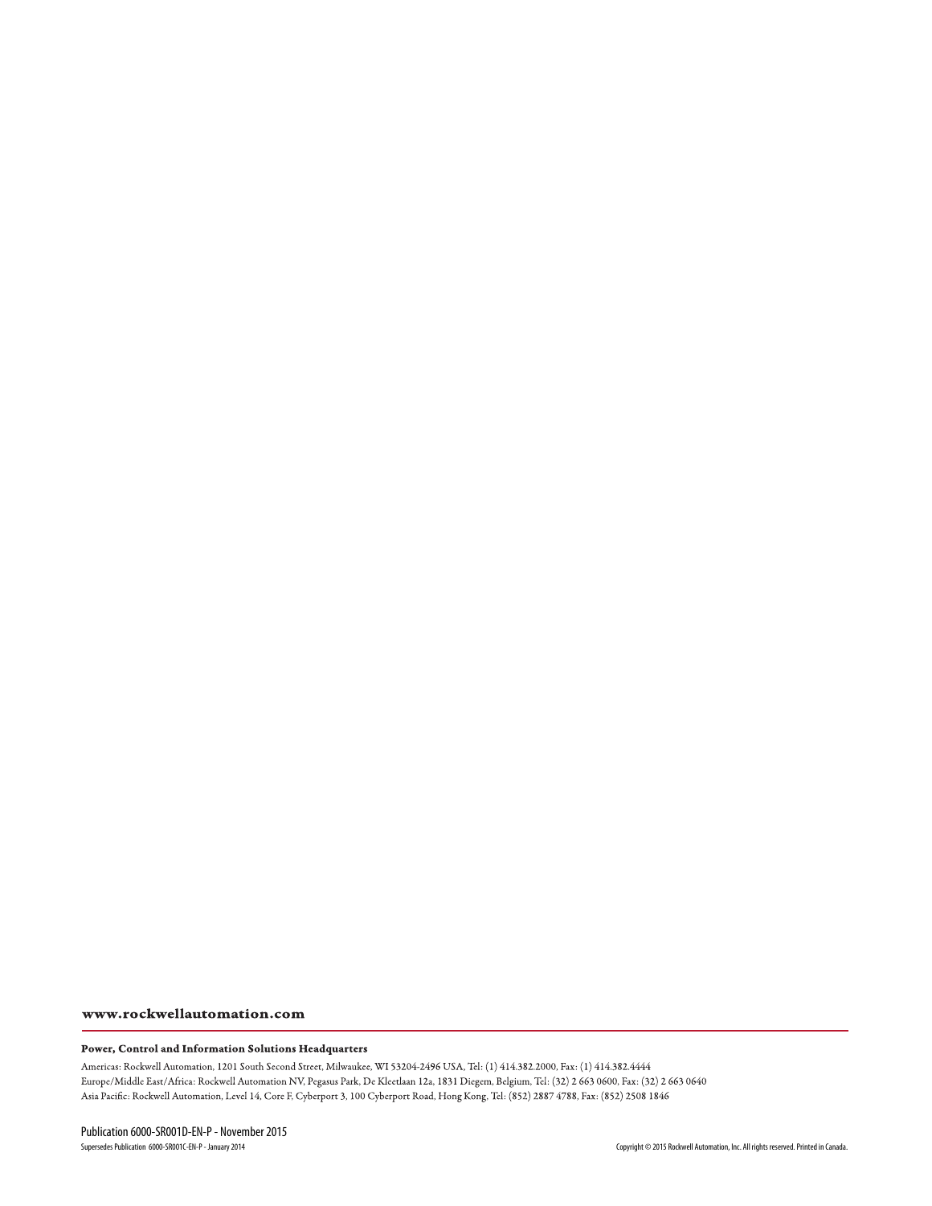**www.rockwellautomation.com**

**Power, Control and Information Solutions Headquarters**

Americas: Rockwell Automation, 1201 South Second Street, Milwaukee, WI 53204-2496 USA, Tel: (1) 414.382.2000, Fax: (1) 414.382.4444
Europe/Middle East/Africa: Rockwell Automation NV, Pegasus Park, De Kleetlaan 12a, 1831 Diegem, Belgium, Tel: (32) 2 663 0600, Fax: (32) 2 663 0640
Asia Pacific: Rockwell Automation, Level 14, Core F, Cyberport 3, 100 Cyberport Road, Hong Kong, Tel: (852) 2887 4788, Fax: (852) 2508 1846

Publication 6000-SR001D-EN-P - November 2015
Supersedes Publication 6000-SR001C-EN-P - January 2014

Copyright © 2015 Rockwell Automation, Inc. All rights reserved. Printed in Canada.